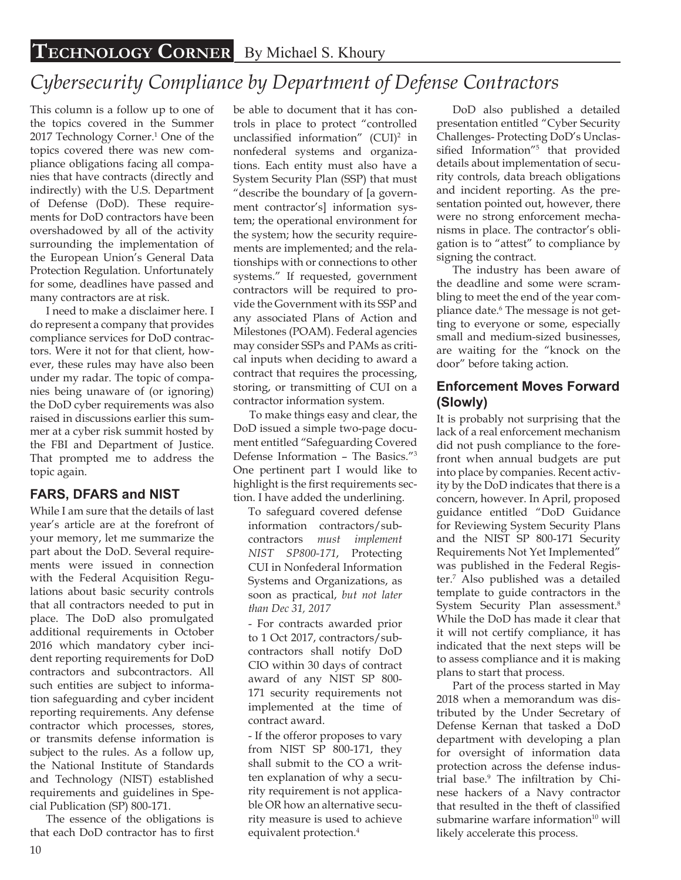**Technology Corner** By Michael S. Khoury

# *Cybersecurity Compliance by Department of Defense Contractors*

This column is a follow up to one of the topics covered in the Summer 2017 Technology Corner.[1] One of the topics covered there was new compliance obligations facing all companies that have contracts (directly and indirectly) with the U.S. Department of Defense (DoD). These requirements for DoD contractors have been overshadowed by all of the activity surrounding the implementation of the European Union's General Data Protection Regulation. Unfortunately for some, deadlines have passed and many contractors are at risk.

I need to make a disclaimer here. I do represent a company that provides compliance services for DoD contractors. Were it not for that client, however, these rules may have also been under my radar. The topic of companies being unaware of (or ignoring) the DoD cyber requirements was also raised in discussions earlier this summer at a cyber risk summit hosted by the FBI and Department of Justice. That prompted me to address the topic again.

## FARS, DFARS and NIST

While I am sure that the details of last year's article are at the forefront of your memory, let me summarize the part about the DoD. Several requirements were issued in connection with the Federal Acquisition Regulations about basic security controls that all contractors needed to put in place. The DoD also promulgated additional requirements in October 2016 which mandatory cyber incident reporting requirements for DoD contractors and subcontractors. All such entities are subject to information safeguarding and cyber incident reporting requirements. Any defense contractor which processes, stores, or transmits defense information is subject to the rules. As a follow up, the National Institute of Standards and Technology (NIST) established requirements and guidelines in Special Publication (SP) 800-171.

The essence of the obligations is that each DoD contractor has to first be able to document that it has controls in place to protect "controlled unclassified information" (CUI)[2] in nonfederal systems and organizations. Each entity must also have a System Security Plan (SSP) that must "describe the boundary of [a government contractor's] information system; the operational environment for the system; how the security requirements are implemented; and the relationships with or connections to other systems." If requested, government contractors will be required to provide the Government with its SSP and any associated Plans of Action and Milestones (POAM). Federal agencies may consider SSPs and PAMs as critical inputs when deciding to award a contract that requires the processing, storing, or transmitting of CUI on a contractor information system.

To make things easy and clear, the DoD issued a simple two-page document entitled "Safeguarding Covered Defense Information – The Basics."[3] One pertinent part I would like to highlight is the first requirements section. I have added the underlining.

> To safeguard covered defense information contractors/subcontractors *must implement NIST SP800-171*, Protecting CUI in Nonfederal Information Systems and Organizations, as soon as practical, *but not later than Dec 31, 2017*
>
> - For contracts awarded prior to 1 Oct 2017, contractors/subcontractors shall notify DoD CIO within 30 days of contract award of any NIST SP 800-171 security requirements not implemented at the time of contract award.
>
> - If the offeror proposes to vary from NIST SP 800-171, they shall submit to the CO a written explanation of why a security requirement is not applicable OR how an alternative security measure is used to achieve equivalent protection.[4]

DoD also published a detailed presentation entitled "Cyber Security Challenges- Protecting DoD's Unclassified Information"[5] that provided details about implementation of security controls, data breach obligations and incident reporting. As the presentation pointed out, however, there were no strong enforcement mechanisms in place. The contractor's obligation is to "attest" to compliance by signing the contract.

The industry has been aware of the deadline and some were scrambling to meet the end of the year compliance date.[6] The message is not getting to everyone or some, especially small and medium-sized businesses, are waiting for the "knock on the door" before taking action.

## Enforcement Moves Forward (Slowly)

It is probably not surprising that the lack of a real enforcement mechanism did not push compliance to the forefront when annual budgets are put into place by companies. Recent activity by the DoD indicates that there is a concern, however. In April, proposed guidance entitled "DoD Guidance for Reviewing System Security Plans and the NIST SP 800-171 Security Requirements Not Yet Implemented" was published in the Federal Register.[7] Also published was a detailed template to guide contractors in the System Security Plan assessment.[8] While the DoD has made it clear that it will not certify compliance, it has indicated that the next steps will be to assess compliance and it is making plans to start that process.

Part of the process started in May 2018 when a memorandum was distributed by the Under Secretary of Defense Kernan that tasked a DoD department with developing a plan for oversight of information data protection across the defense industrial base.[9] The infiltration by Chinese hackers of a Navy contractor that resulted in the theft of classified submarine warfare information[10] will likely accelerate this process.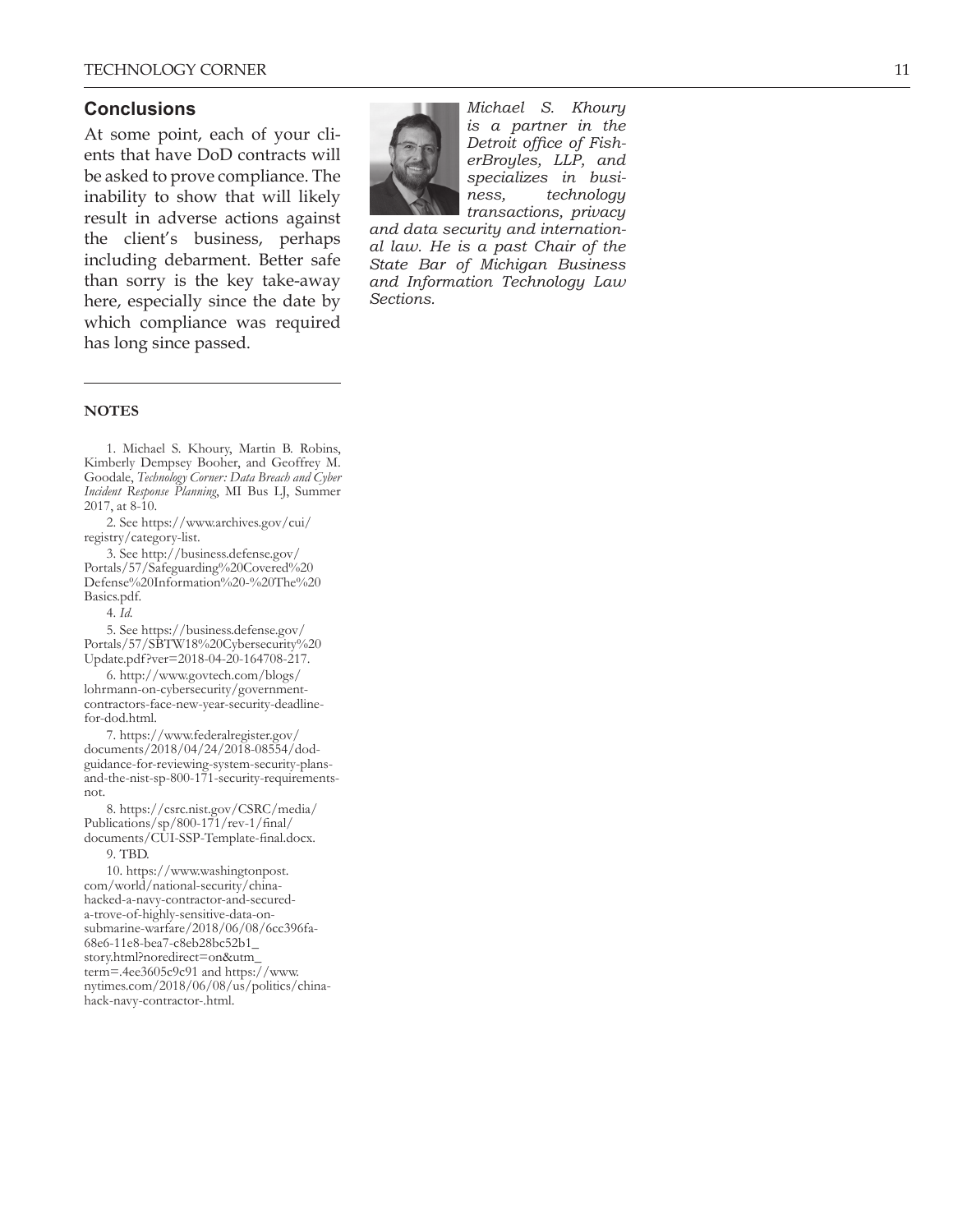## Conclusions

At some point, each of your clients that have DoD contracts will be asked to prove compliance. The inability to show that will likely result in adverse actions against the client's business, perhaps including debarment. Better safe than sorry is the key take-away here, especially since the date by which compliance was required has long since passed.

*Michael S. Khoury is a partner in the Detroit office of FisherBroyles, LLP, and specializes in business, technology transactions, privacy and data security and international law. He is a past Chair of the State Bar of Michigan Business and Information Technology Law Sections.*

---

**NOTES**

1. Michael S. Khoury, Martin B. Robins, Kimberly Dempsey Booher, and Geoffrey M. Goodale, *Technology Corner: Data Breach and Cyber Incident Response Planning*, MI Bus LJ, Summer 2017, at 8-10.

2. See https://www.archives.gov/cui/registry/category-list.

3. See http://business.defense.gov/Portals/57/Safeguarding%20Covered%20Defense%20Information%20-%20The%20Basics.pdf.

4. *Id.*

5. See https://business.defense.gov/Portals/57/SBTW18%20Cybersecurity%20Update.pdf?ver=2018-04-20-164708-217.

6. http://www.govtech.com/blogs/lohrmann-on-cybersecurity/government-contractors-face-new-year-security-deadline-for-dod.html.

7. https://www.federalregister.gov/documents/2018/04/24/2018-08554/dod-guidance-for-reviewing-system-security-plans-and-the-nist-sp-800-171-security-requirements-not.

8. https://csrc.nist.gov/CSRC/media/Publications/sp/800-171/rev-1/final/documents/CUI-SSP-Template-final.docx.

9. TBD.

10. https://www.washingtonpost.com/world/national-security/china-hacked-a-navy-contractor-and-secured-a-trove-of-highly-sensitive-data-on-submarine-warfare/2018/06/08/6cc396fa-68e6-11e8-bea7-c8eb28bc52b1_story.html?noredirect=on&utm_term=.4ee3605c9c91 and https://www.nytimes.com/2018/06/08/us/politics/china-hack-navy-contractor-.html.